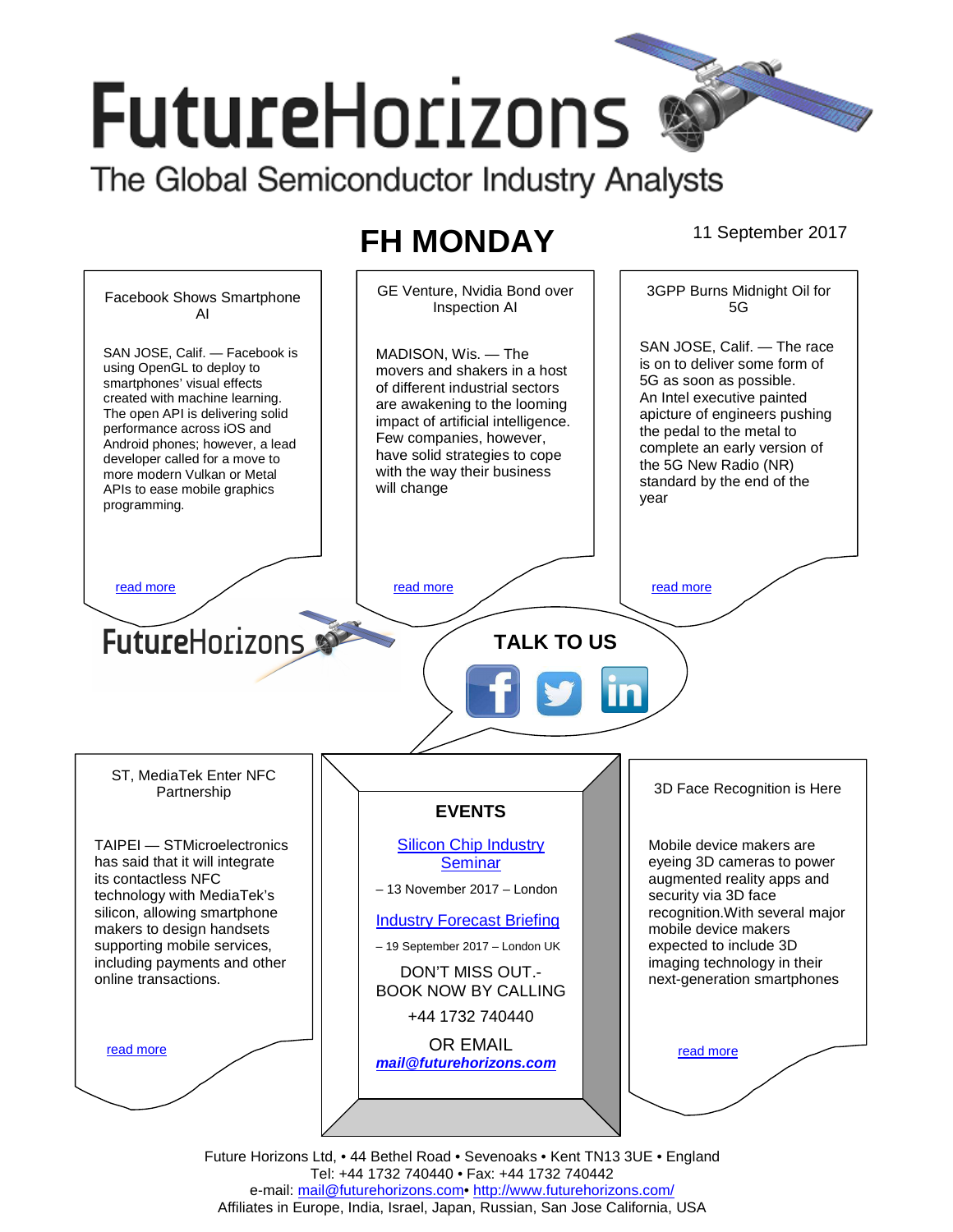# FutureHorizons

The Global Semiconductor Industry Analysts

## FH MONDAY

11 September 2017

### Facebook Shows Smartphone AI

SAN JOSE, Calif. — Facebook is using OpenGL to deploy to smartphones' visual effects created with machine learning. The open API is delivering solid performance across iOS and Android phones; however, a lead developer called for a move to more modern Vulkan or Metal APIs to ease mobile graphics programming.

read more

### GE Venture, Nvidia Bond over Inspection AI

MADISON, Wis. — The movers and shakers in a host of different industrial sectors are awakening to the looming impact of artificial intelligence. Few companies, however, have solid strategies to cope with the way their business will change

read more

### 3GPP Burns Midnight Oil for 5G

SAN JOSE, Calif. — The race is on to deliver some form of 5G as soon as possible. An Intel executive painted apicture of engineers pushing the pedal to the metal to complete an early version of the 5G New Radio (NR) standard by the end of the year

read more

FutureHorizons

**TALK TO US**

### ST, MediaTek Enter NFC Partnership

TAIPEI — STMicroelectronics has said that it will integrate its contactless NFC technology with MediaTek's silicon, allowing smartphone makers to design handsets supporting mobile services, including payments and other online transactions.

read more

### EVENTS

Silicon Chip Industry Seminar

– 13 November 2017 – London

Industry Forecast Briefing

– 19 September 2017 – London UK

DON'T MISS OUT.- BOOK NOW BY CALLING

+44 1732 740440

OR EMAIL

***mail@futurehorizons.com***

### 3D Face Recognition is Here

Mobile device makers are eyeing 3D cameras to power augmented reality apps and security via 3D face recognition.With several major mobile device makers expected to include 3D imaging technology in their next-generation smartphones

read more

Future Horizons Ltd, • 44 Bethel Road • Sevenoaks • Kent TN13 3UE • England
Tel: +44 1732 740440 • Fax: +44 1732 740442
e-mail: mail@futurehorizons.com• http://www.futurehorizons.com/
Affiliates in Europe, India, Israel, Japan, Russian, San Jose California, USA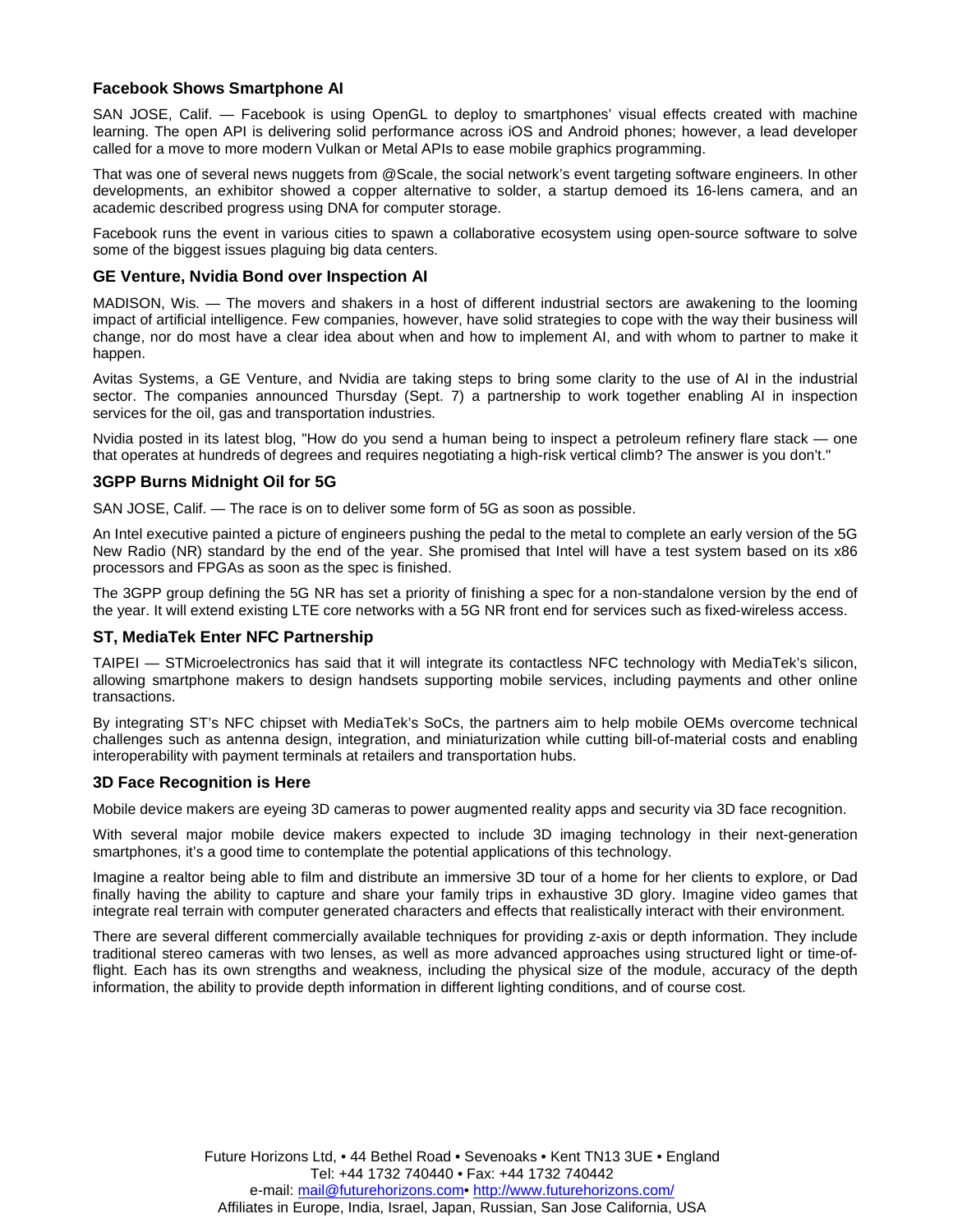### Facebook Shows Smartphone AI

SAN JOSE, Calif. — Facebook is using OpenGL to deploy to smartphones' visual effects created with machine learning. The open API is delivering solid performance across iOS and Android phones; however, a lead developer called for a move to more modern Vulkan or Metal APIs to ease mobile graphics programming.

That was one of several news nuggets from @Scale, the social network's event targeting software engineers. In other developments, an exhibitor showed a copper alternative to solder, a startup demoed its 16-lens camera, and an academic described progress using DNA for computer storage.

Facebook runs the event in various cities to spawn a collaborative ecosystem using open-source software to solve some of the biggest issues plaguing big data centers.

### GE Venture, Nvidia Bond over Inspection AI

MADISON, Wis. — The movers and shakers in a host of different industrial sectors are awakening to the looming impact of artificial intelligence. Few companies, however, have solid strategies to cope with the way their business will change, nor do most have a clear idea about when and how to implement AI, and with whom to partner to make it happen.

Avitas Systems, a GE Venture, and Nvidia are taking steps to bring some clarity to the use of AI in the industrial sector. The companies announced Thursday (Sept. 7) a partnership to work together enabling AI in inspection services for the oil, gas and transportation industries.

Nvidia posted in its latest blog, "How do you send a human being to inspect a petroleum refinery flare stack — one that operates at hundreds of degrees and requires negotiating a high-risk vertical climb? The answer is you don't."

### 3GPP Burns Midnight Oil for 5G

SAN JOSE, Calif. — The race is on to deliver some form of 5G as soon as possible.

An Intel executive painted a picture of engineers pushing the pedal to the metal to complete an early version of the 5G New Radio (NR) standard by the end of the year. She promised that Intel will have a test system based on its x86 processors and FPGAs as soon as the spec is finished.

The 3GPP group defining the 5G NR has set a priority of finishing a spec for a non-standalone version by the end of the year. It will extend existing LTE core networks with a 5G NR front end for services such as fixed-wireless access.

### ST, MediaTek Enter NFC Partnership

TAIPEI — STMicroelectronics has said that it will integrate its contactless NFC technology with MediaTek's silicon, allowing smartphone makers to design handsets supporting mobile services, including payments and other online transactions.

By integrating ST's NFC chipset with MediaTek's SoCs, the partners aim to help mobile OEMs overcome technical challenges such as antenna design, integration, and miniaturization while cutting bill-of-material costs and enabling interoperability with payment terminals at retailers and transportation hubs.

### 3D Face Recognition is Here

Mobile device makers are eyeing 3D cameras to power augmented reality apps and security via 3D face recognition.

With several major mobile device makers expected to include 3D imaging technology in their next-generation smartphones, it's a good time to contemplate the potential applications of this technology.

Imagine a realtor being able to film and distribute an immersive 3D tour of a home for her clients to explore, or Dad finally having the ability to capture and share your family trips in exhaustive 3D glory. Imagine video games that integrate real terrain with computer generated characters and effects that realistically interact with their environment.

There are several different commercially available techniques for providing z-axis or depth information. They include traditional stereo cameras with two lenses, as well as more advanced approaches using structured light or time-of-flight. Each has its own strengths and weakness, including the physical size of the module, accuracy of the depth information, the ability to provide depth information in different lighting conditions, and of course cost.

Future Horizons Ltd, • 44 Bethel Road • Sevenoaks • Kent TN13 3UE • England
Tel: +44 1732 740440 • Fax: +44 1732 740442
e-mail: mail@futurehorizons.com• http://www.futurehorizons.com/
Affiliates in Europe, India, Israel, Japan, Russian, San Jose California, USA